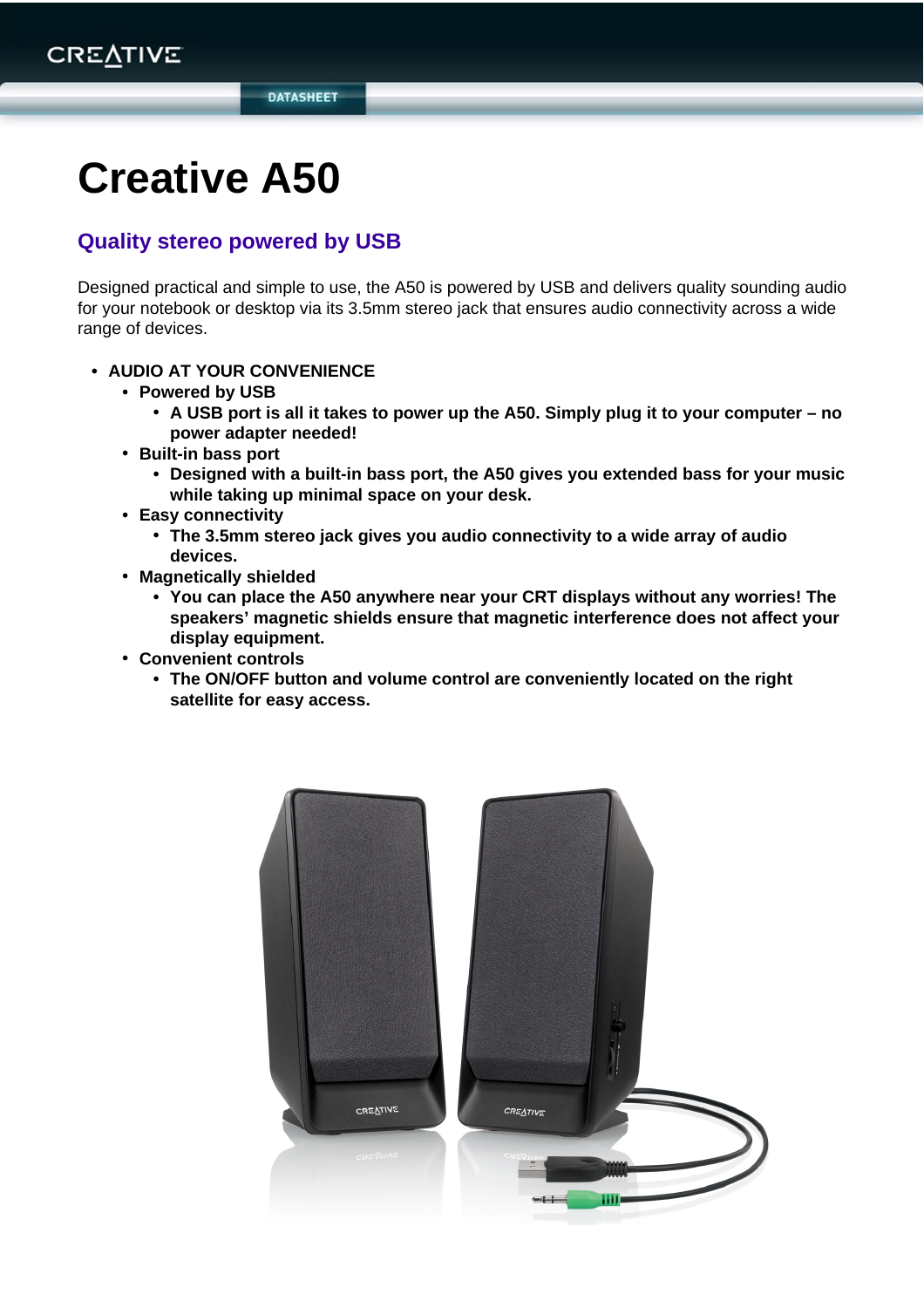# Creative A50

## Quality stereo powered by USB

Designed practical and simple to use, the A50 is powered by USB and delivers quality sounding audio for your notebook or desktop via its 3.5mm stereo jack that ensures audio connectivity across a wide range of devices.

- **AUDIO AT YOUR CONVENIENCE**
  - **Powered by USB**
    - **A USB port is all it takes to power up the A50. Simply plug it to your computer – no power adapter needed!**
  - **Built-in bass port**
    - **Designed with a built-in bass port, the A50 gives you extended bass for your music while taking up minimal space on your desk.**
  - **Easy connectivity**
    - **The 3.5mm stereo jack gives you audio connectivity to a wide array of audio devices.**
  - **Magnetically shielded**
    - **You can place the A50 anywhere near your CRT displays without any worries! The speakers' magnetic shields ensure that magnetic interference does not affect your display equipment.**
  - **Convenient controls**
    - **The ON/OFF button and volume control are conveniently located on the right satellite for easy access.**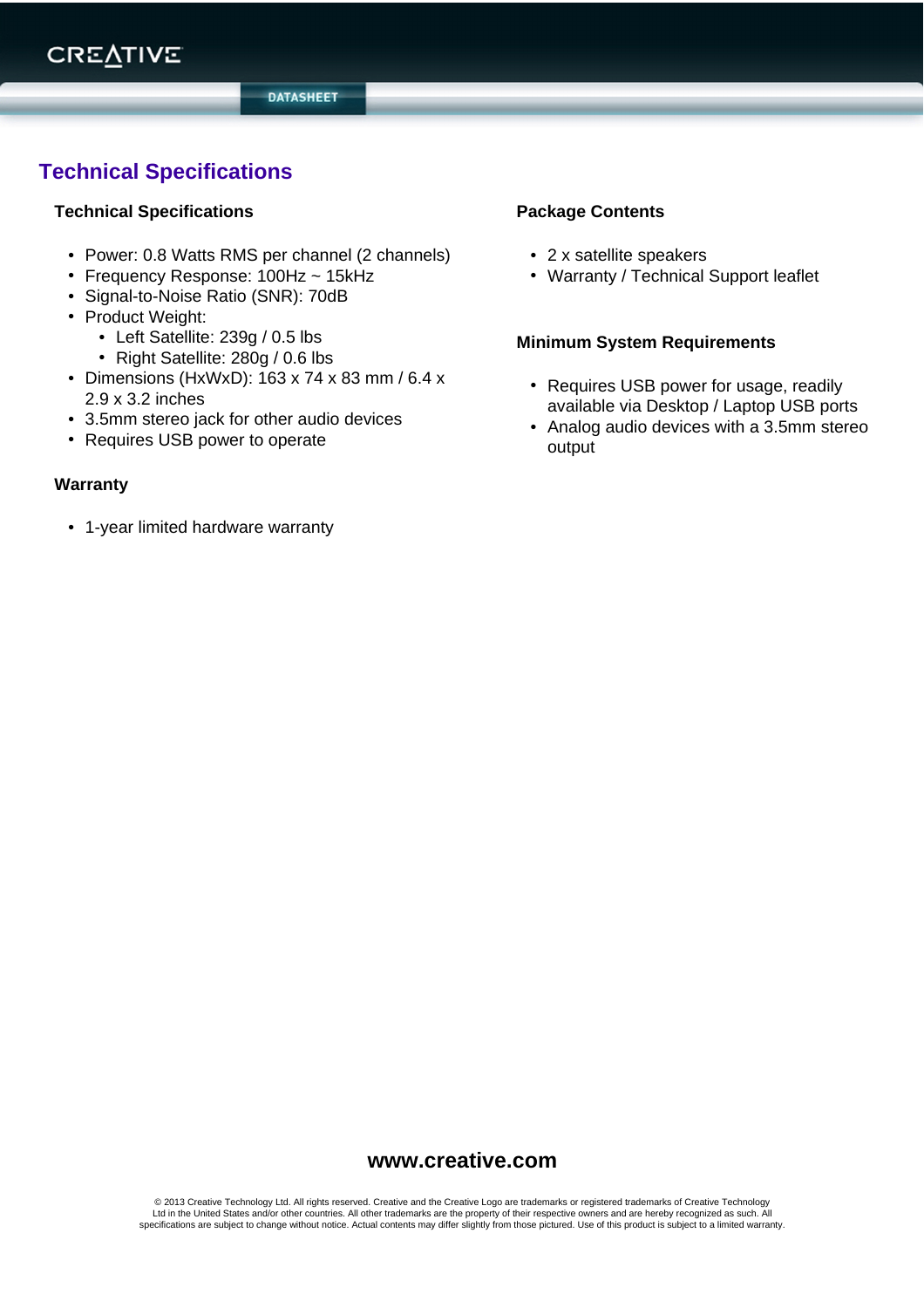## Technical Specifications

### Technical Specifications

- Power: 0.8 Watts RMS per channel (2 channels)
- Frequency Response: 100Hz ~ 15kHz
- Signal-to-Noise Ratio (SNR): 70dB
- Product Weight:
  - Left Satellite: 239g / 0.5 lbs
  - Right Satellite: 280g / 0.6 lbs
- Dimensions (HxWxD): 163 x 74 x 83 mm / 6.4 x 2.9 x 3.2 inches
- 3.5mm stereo jack for other audio devices
- Requires USB power to operate

### Warranty

- 1-year limited hardware warranty

### Package Contents

- 2 x satellite speakers
- Warranty / Technical Support leaflet

### Minimum System Requirements

- Requires USB power for usage, readily available via Desktop / Laptop USB ports
- Analog audio devices with a 3.5mm stereo output

**www.creative.com**

© 2013 Creative Technology Ltd. All rights reserved. Creative and the Creative Logo are trademarks or registered trademarks of Creative Technology Ltd in the United States and/or other countries. All other trademarks are the property of their respective owners and are hereby recognized as such. All specifications are subject to change without notice. Actual contents may differ slightly from those pictured. Use of this product is subject to a limited warranty.